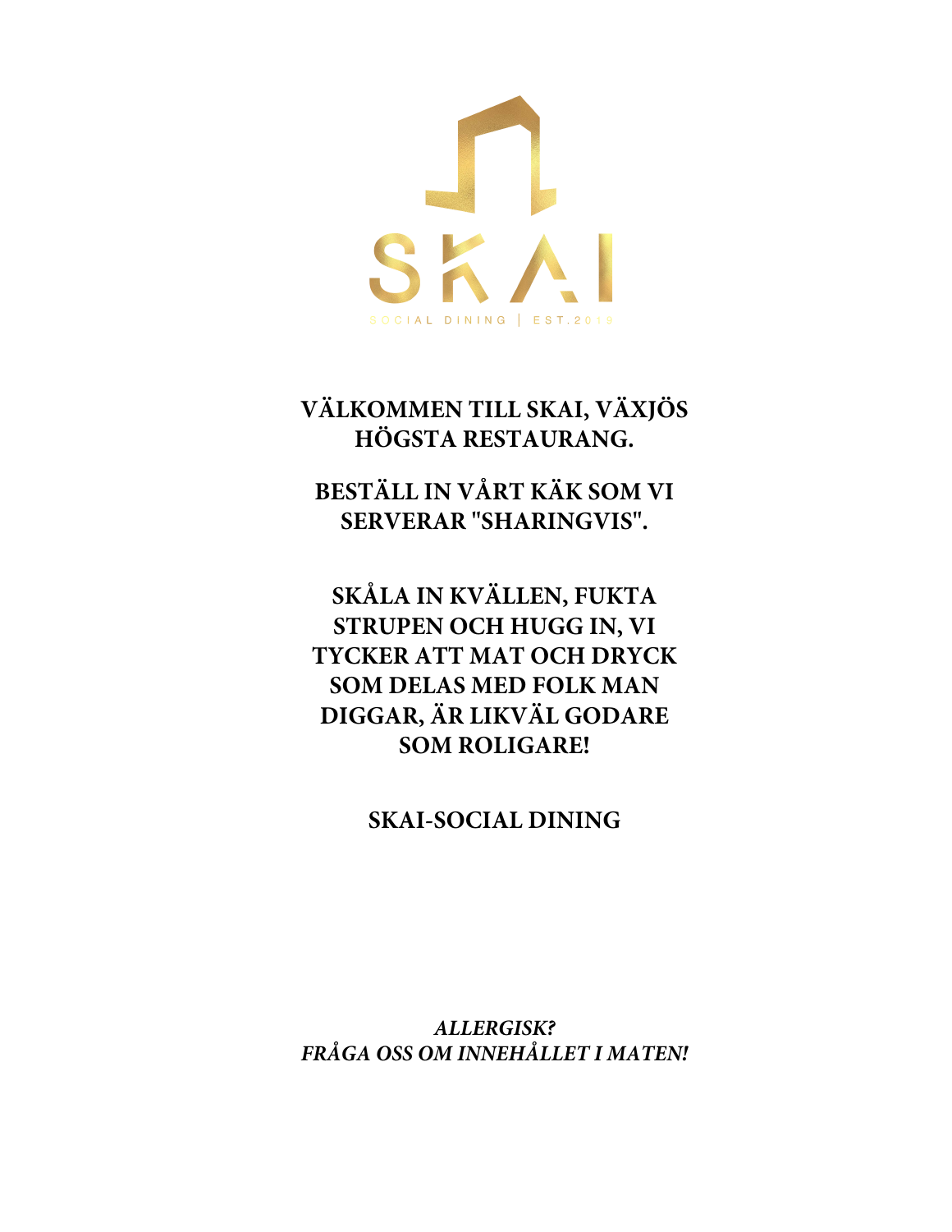SKAI

SOCIAL DINING | EST.2019

**VÄLKOMMEN TILL SKAI, VÄXJÖS HÖGSTA RESTAURANG.**

**BESTÄLL IN VÅRT KÄK SOM VI SERVERAR "SHARINGVIS".**

**SKÅLA IN KVÄLLEN, FUKTA STRUPEN OCH HUGG IN, VI TYCKER ATT MAT OCH DRYCK SOM DELAS MED FOLK MAN DIGGAR, ÄR LIKVÄL GODARE SOM ROLIGARE!**

**SKAI-SOCIAL DINING**

***ALLERGISK?***
***FRÅGA OSS OM INNEHÅLLET I MATEN!***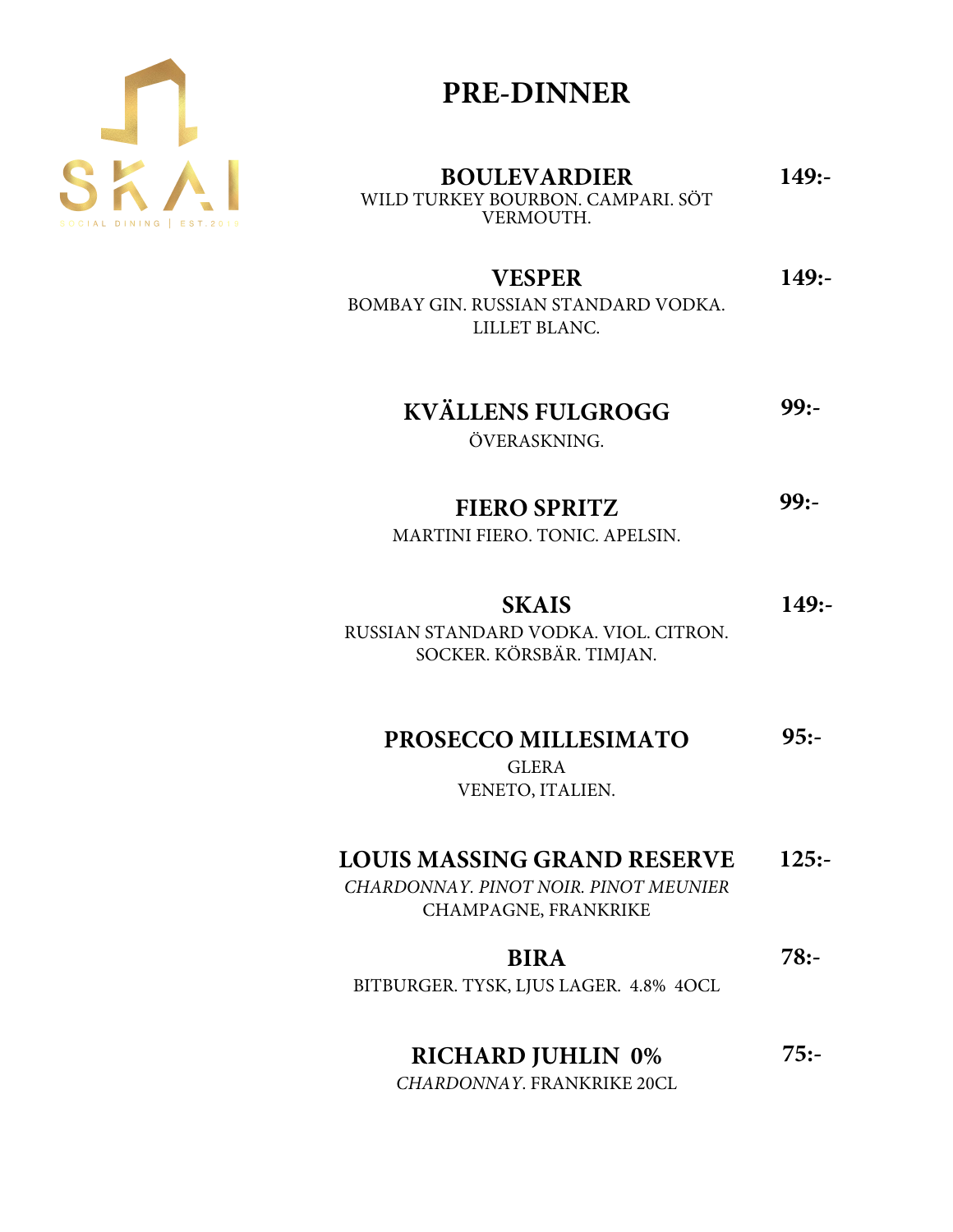SKAI

SOCIAL DINING | EST.2019

# PRE-DINNER

**BOULEVARDIER** **149:-**

WILD TURKEY BOURBON. CAMPARI. SÖT VERMOUTH.

**VESPER** **149:-**

BOMBAY GIN. RUSSIAN STANDARD VODKA. LILLET BLANC.

**KVÄLLENS FULGROGG** **99:-**

ÖVERASKNING.

**FIERO SPRITZ** **99:-**

MARTINI FIERO. TONIC. APELSIN.

**SKAIS** **149:-**

RUSSIAN STANDARD VODKA. VIOL. CITRON. SOCKER. KÖRSBÄR. TIMJAN.

**PROSECCO MILLESIMATO** **95:-**

GLERA
VENETO, ITALIEN.

**LOUIS MASSING GRAND RESERVE** **125:-**

*CHARDONNAY. PINOT NOIR. PINOT MEUNIER*
CHAMPAGNE, FRANKRIKE

**BIRA** **78:-**

BITBURGER. TYSK, LJUS LAGER. 4.8% 4OCL

**RICHARD JUHLIN 0%** **75:-**

*CHARDONNAY*. FRANKRIKE 20CL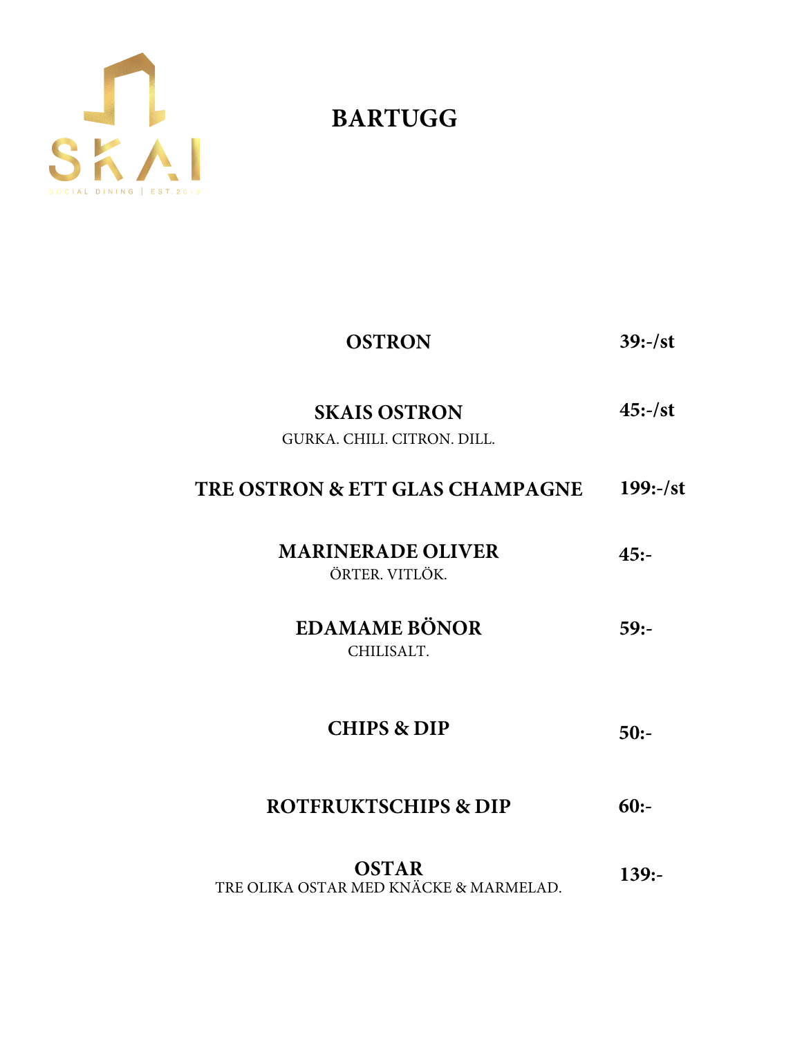SKAI

SOCIAL DINING | EST.2019

# BARTUGG

**OSTRON** **39:-/st**

**SKAIS OSTRON** **45:-/st**
GURKA. CHILI. CITRON. DILL.

**TRE OSTRON & ETT GLAS CHAMPAGNE** **199:-/st**

**MARINERADE OLIVER** **45:-**
ÖRTER. VITLÖK.

**EDAMAME BÖNOR** **59:-**
CHILISALT.

**CHIPS & DIP** **50:-**

**ROTFRUKTSCHIPS & DIP** **60:-**

**OSTAR** **139:-**
TRE OLIKA OSTAR MED KNÄCKE & MARMELAD.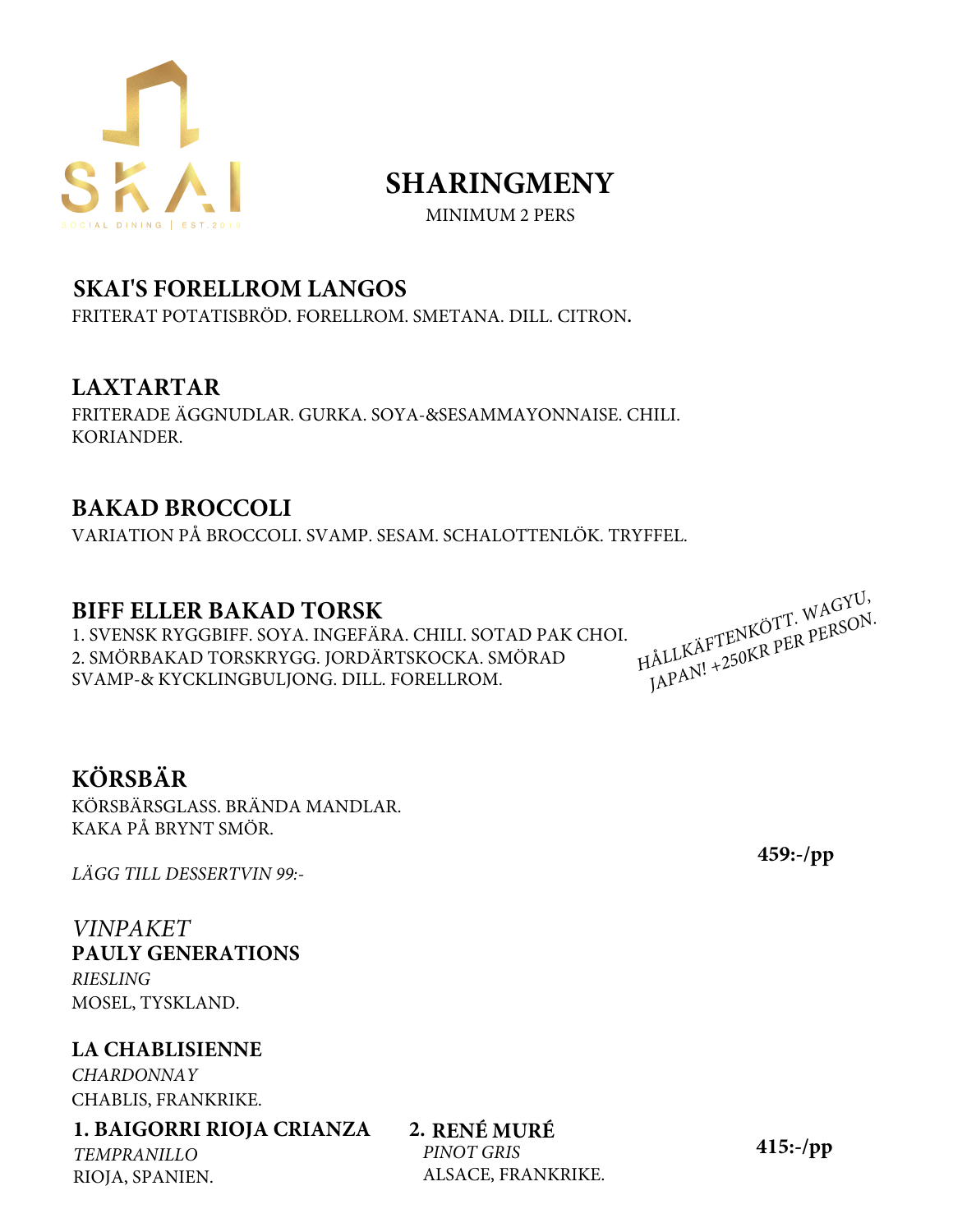SKAI

SOCIAL DINING | EST.2019

# SHARINGMENY

MINIMUM 2 PERS

## SKAI'S FORELLROM LANGOS

FRITERAT POTATISBRÖD. FORELLROM. SMETANA. DILL. CITRON.

## LAXTARTAR

FRITERADE ÄGGNUDLAR. GURKA. SOYA-&SESAMMAYONNAISE. CHILI. KORIANDER.

## BAKAD BROCCOLI

VARIATION PÅ BROCCOLI. SVAMP. SESAM. SCHALOTTENLÖK. TRYFFEL.

## BIFF ELLER BAKAD TORSK

1. SVENSK RYGGBIFF. SOYA. INGEFÄRA. CHILI. SOTAD PAK CHOI.
2. SMÖRBAKAD TORSKRYGG. JORDÄRTSKOCKA. SMÖRAD SVAMP-& KYCKLINGBULJONG. DILL. FORELLROM.

HÅLLKÄFTENKÖTT. WAGYU, JAPAN! +250KR PER PERSON.

## KÖRSBÄR

KÖRSBÄRSGLASS. BRÄNDA MANDLAR. KAKA PÅ BRYNT SMÖR.

*LÄGG TILL DESSERTVIN 99:-*

**459:-/pp**

*VINPAKET*

**PAULY GENERATIONS**
*RIESLING*
MOSEL, TYSKLAND.

**LA CHABLISIENNE**
*CHARDONNAY*
CHABLIS, FRANKRIKE.

**1. BAIGORRI RIOJA CRIANZA**
*TEMPRANILLO*
RIOJA, SPANIEN.

**2. RENÉ MURÉ**
*PINOT GRIS*
ALSACE, FRANKRIKE.

**415:-/pp**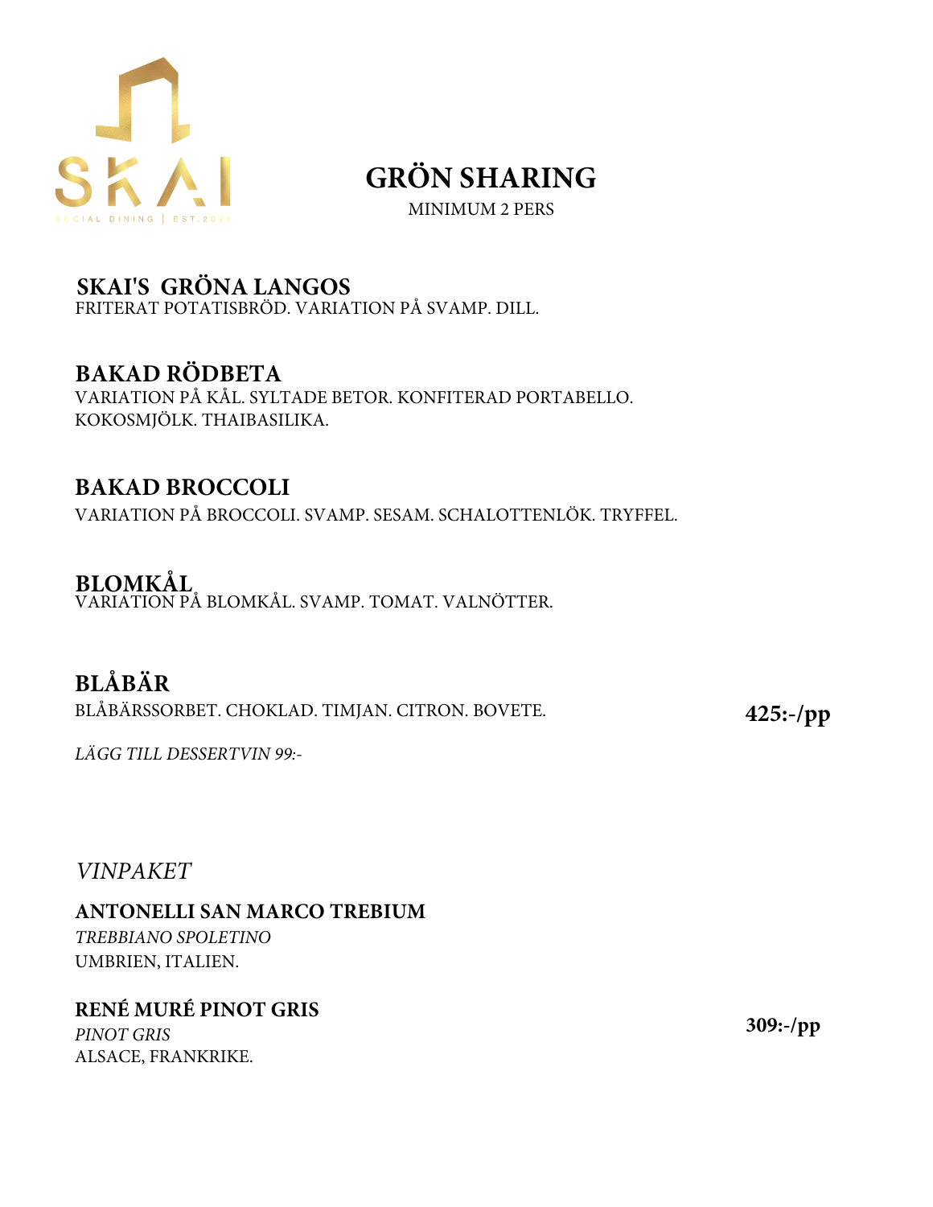SKAI

SOCIAL DINING | EST.2019

# GRÖN SHARING

MINIMUM 2 PERS

## SKAI'S GRÖNA LANGOS

FRITERAT POTATISBRÖD. VARIATION PÅ SVAMP. DILL.

## BAKAD RÖDBETA

VARIATION PÅ KÅL. SYLTADE BETOR. KONFITERAD PORTABELLO. KOKOSMJÖLK. THAIBASILIKA.

## BAKAD BROCCOLI

VARIATION PÅ BROCCOLI. SVAMP. SESAM. SCHALOTTENLÖK. TRYFFEL.

## BLOMKÅL

VARIATION PÅ BLOMKÅL. SVAMP. TOMAT. VALNÖTTER.

## BLÅBÄR

BLÅBÄRSSORBET. CHOKLAD. TIMJAN. CITRON. BOVETE.

**425:-/pp**

*LÄGG TILL DESSERTVIN 99:-*

*VINPAKET*

**ANTONELLI SAN MARCO TREBIUM**
*TREBBIANO SPOLETINO*
UMBRIEN, ITALIEN.

**RENÉ MURÉ PINOT GRIS**
*PINOT GRIS*
ALSACE, FRANKRIKE.

**309:-/pp**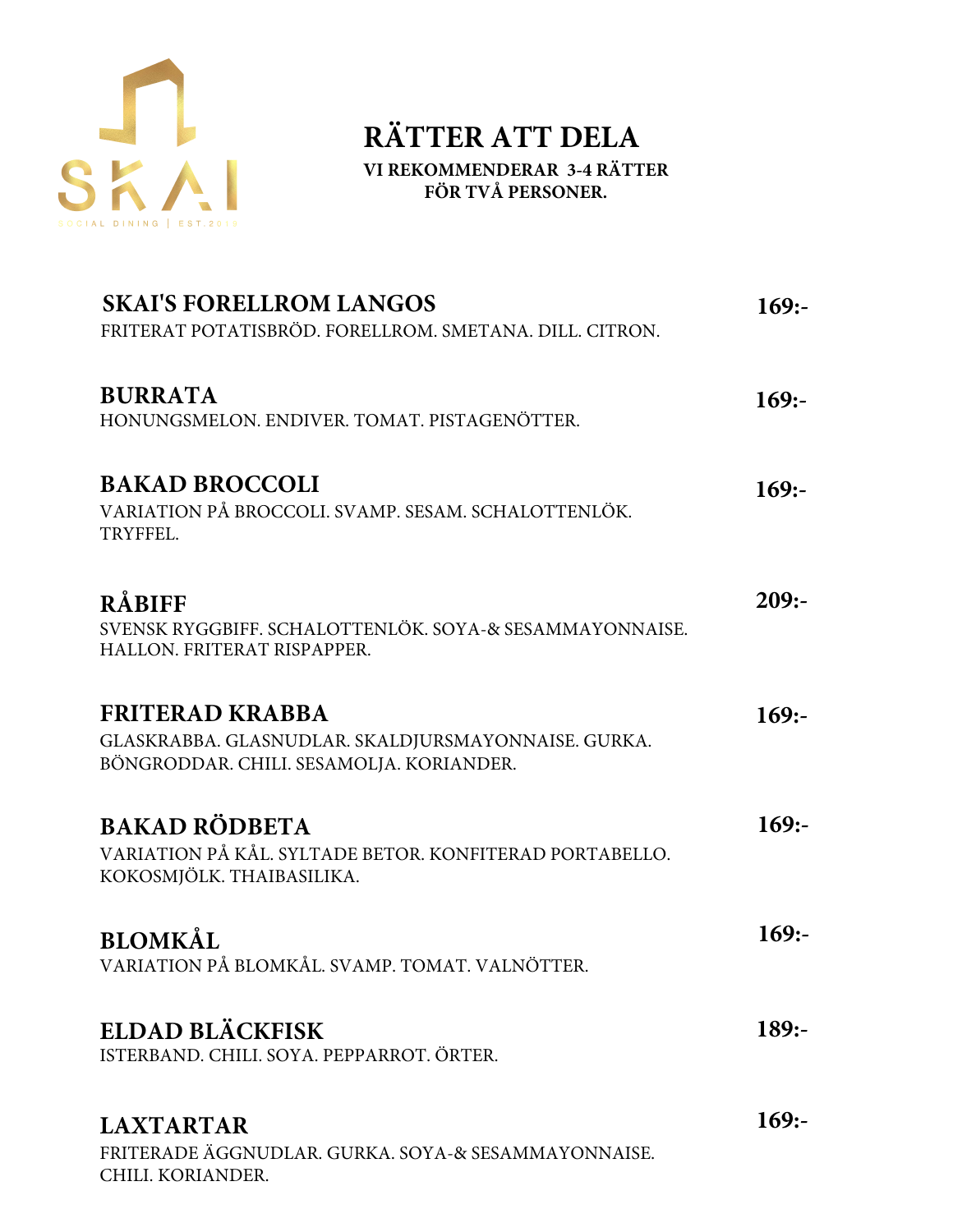SKAI

SOCIAL DINING | EST.2019

# RÄTTER ATT DELA

**VI REKOMMENDERAR 3-4 RÄTTER FÖR TVÅ PERSONER.**

## SKAI'S FORELLROM LANGOS — 169:-

FRITERAT POTATISBRÖD. FORELLROM. SMETANA. DILL. CITRON.

## BURRATA — 169:-

HONUNGSMELON. ENDIVER. TOMAT. PISTAGENÖTTER.

## BAKAD BROCCOLI — 169:-

VARIATION PÅ BROCCOLI. SVAMP. SESAM. SCHALOTTENLÖK. TRYFFEL.

## RÅBIFF — 209:-

SVENSK RYGGBIFF. SCHALOTTENLÖK. SOYA-& SESAMMAYONNAISE. HALLON. FRITERAT RISPAPPER.

## FRITERAD KRABBA — 169:-

GLASKRABBA. GLASNUDLAR. SKALDJURSMAYONNAISE. GURKA. BÖNGRODDAR. CHILI. SESAMOLJA. KORIANDER.

## BAKAD RÖDBETA — 169:-

VARIATION PÅ KÅL. SYLTADE BETOR. KONFITERAD PORTABELLO. KOKOSMJÖLK. THAIBASILIKA.

## BLOMKÅL — 169:-

VARIATION PÅ BLOMKÅL. SVAMP. TOMAT. VALNÖTTER.

## ELDAD BLÄCKFISK — 189:-

ISTERBAND. CHILI. SOYA. PEPPARROT. ÖRTER.

## LAXTARTAR — 169:-

FRITERADE ÄGGNUDLAR. GURKA. SOYA-& SESAMMAYONNAISE. CHILI. KORIANDER.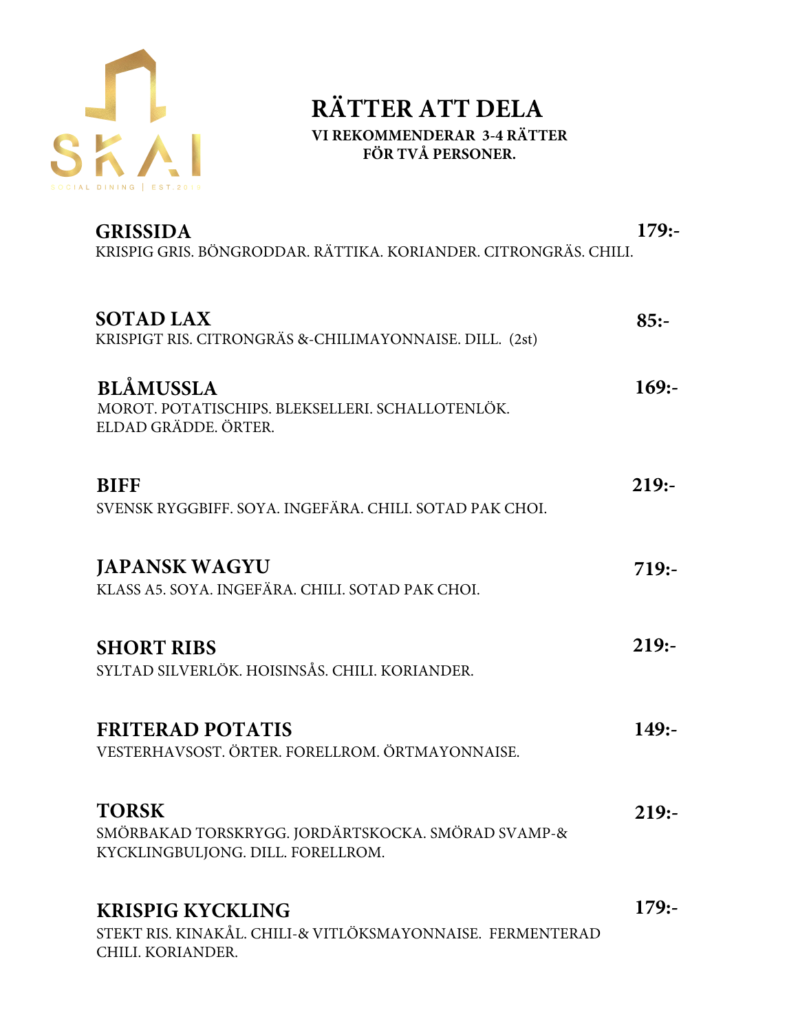SKAI

SOCIAL DINING | EST.2019

# RÄTTER ATT DELA

**VI REKOMMENDERAR 3-4 RÄTTER FÖR TVÅ PERSONER.**

**GRISSIDA** **179:-**
KRISPIG GRIS. BÖNGRODDAR. RÄTTIKA. KORIANDER. CITRONGRÄS. CHILI.

**SOTAD LAX** **85:-**
KRISPIGT RIS. CITRONGRÄS &-CHILIMAYONNAISE. DILL. (2st)

**BLÅMUSSLA** **169:-**
MOROT. POTATISCHIPS. BLEKSELLERI. SCHALLOTENLÖK. ELDAD GRÄDDE. ÖRTER.

**BIFF** **219:-**
SVENSK RYGGBIFF. SOYA. INGEFÄRA. CHILI. SOTAD PAK CHOI.

**JAPANSK WAGYU** **719:-**
KLASS A5. SOYA. INGEFÄRA. CHILI. SOTAD PAK CHOI.

**SHORT RIBS** **219:-**
SYLTAD SILVERLÖK. HOISINSÅS. CHILI. KORIANDER.

**FRITERAD POTATIS** **149:-**
VESTERHAVSOST. ÖRTER. FORELLROM. ÖRTMAYONNAISE.

**TORSK** **219:-**
SMÖRBAKAD TORSKRYGG. JORDÄRTSKOCKA. SMÖRAD SVAMP-& KYCKLINGBULJONG. DILL. FORELLROM.

**KRISPIG KYCKLING** **179:-**
STEKT RIS. KINAKÅL. CHILI-& VITLÖKSMAYONNAISE. FERMENTERAD CHILI. KORIANDER.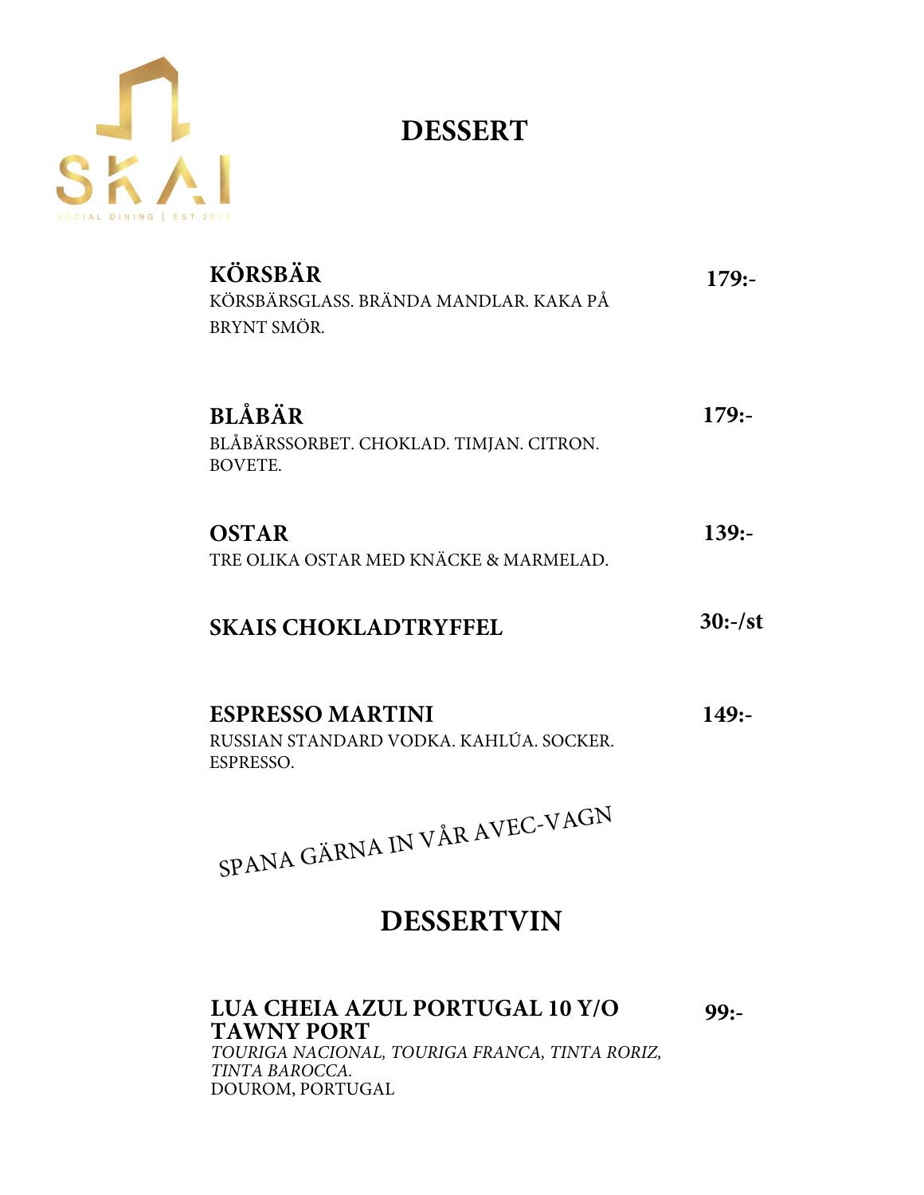SKAI

SOCIAL DINING | EST.2019

# DESSERT

**KÖRSBÄR** **179:-**

KÖRSBÄRSGLASS. BRÄNDA MANDLAR. KAKA PÅ BRYNT SMÖR.

**BLÅBÄR** **179:-**

BLÅBÄRSSORBET. CHOKLAD. TIMJAN. CITRON. BOVETE.

**OSTAR** **139:-**

TRE OLIKA OSTAR MED KNÄCKE & MARMELAD.

**SKAIS CHOKLADTRYFFEL** **30:-/st**

**ESPRESSO MARTINI** **149:-**

RUSSIAN STANDARD VODKA. KAHLÚA. SOCKER. ESPRESSO.

SPANA GÄRNA IN VÅR AVEC-VAGN

# DESSERTVIN

**LUA CHEIA AZUL PORTUGAL 10 Y/O TAWNY PORT** **99:-**

*TOURIGA NACIONAL, TOURIGA FRANCA, TINTA RORIZ, TINTA BAROCCA.*

DOUROM, PORTUGAL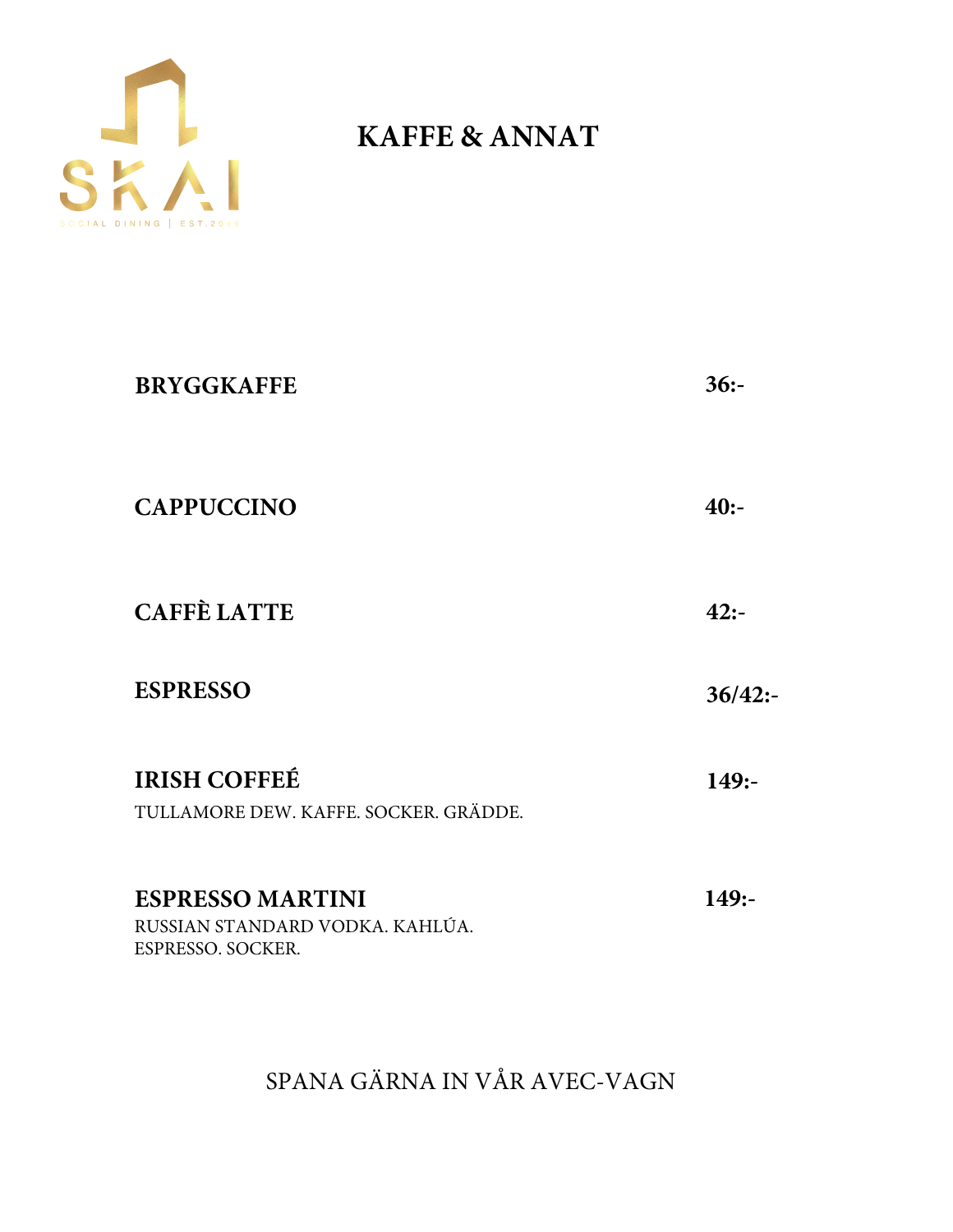SKAI

SOCIAL DINING | EST.2019

# KAFFE & ANNAT

**BRYGGKAFFE** **36:-**

**CAPPUCCINO** **40:-**

**CAFFÈ LATTE** **42:-**

**ESPRESSO** **36/42:-**

**IRISH COFFEÉ** **149:-**
TULLAMORE DEW. KAFFE. SOCKER. GRÄDDE.

**ESPRESSO MARTINI** **149:-**
RUSSIAN STANDARD VODKA. KAHLÚA.
ESPRESSO. SOCKER.

SPANA GÄRNA IN VÅR AVEC-VAGN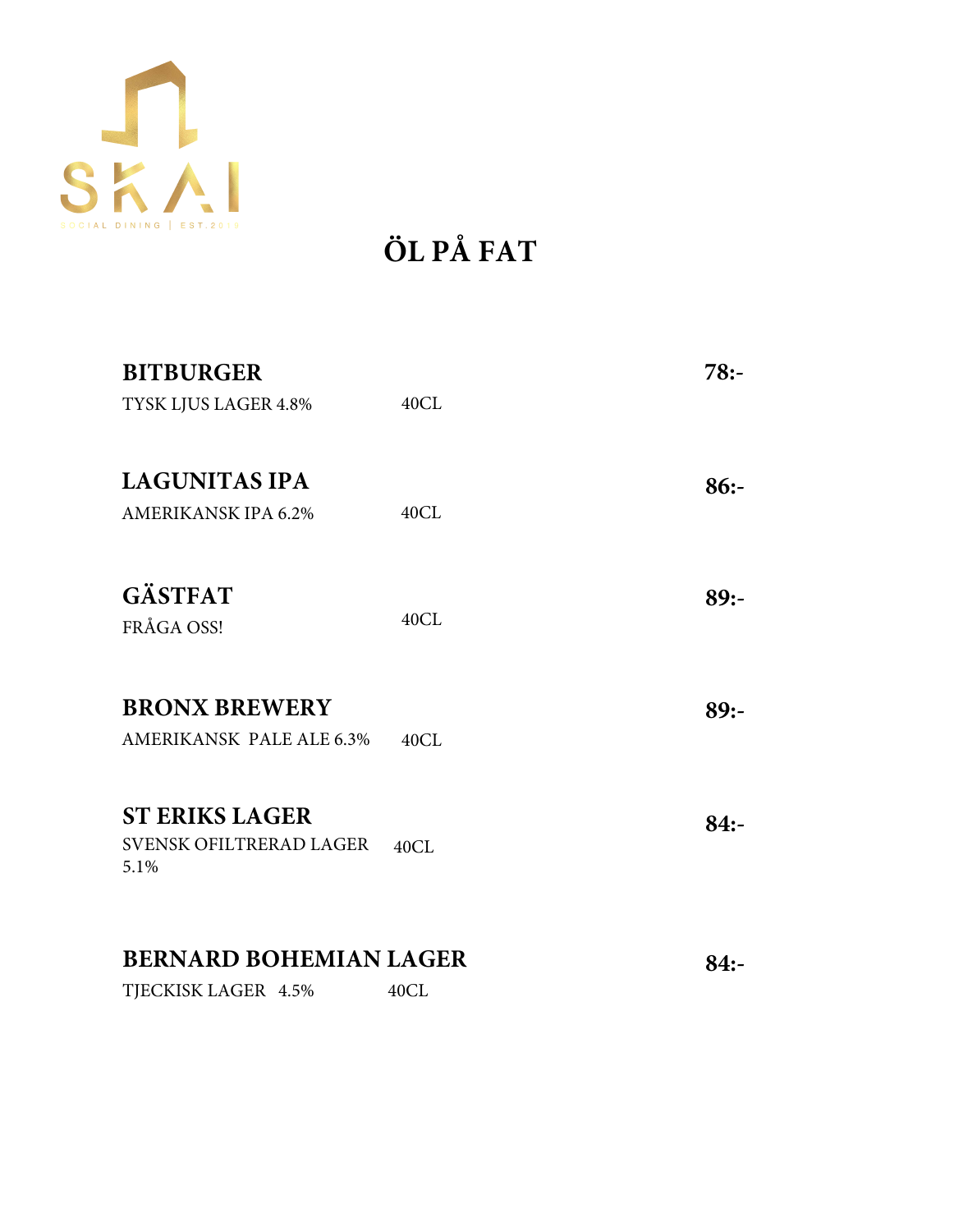SKAI

SOCIAL DINING | EST.2019

# ÖL PÅ FAT

**BITBURGER** **78:-**

TYSK LJUS LAGER 4.8% 40CL

**LAGUNITAS IPA** **86:-**

AMERIKANSK IPA 6.2% 40CL

**GÄSTFAT** **89:-**

FRÅGA OSS! 40CL

**BRONX BREWERY** **89:-**

AMERIKANSK PALE ALE 6.3% 40CL

**ST ERIKS LAGER** **84:-**

SVENSK OFILTRERAD LAGER 5.1% 40CL

**BERNARD BOHEMIAN LAGER** **84:-**

TJECKISK LAGER 4.5% 40CL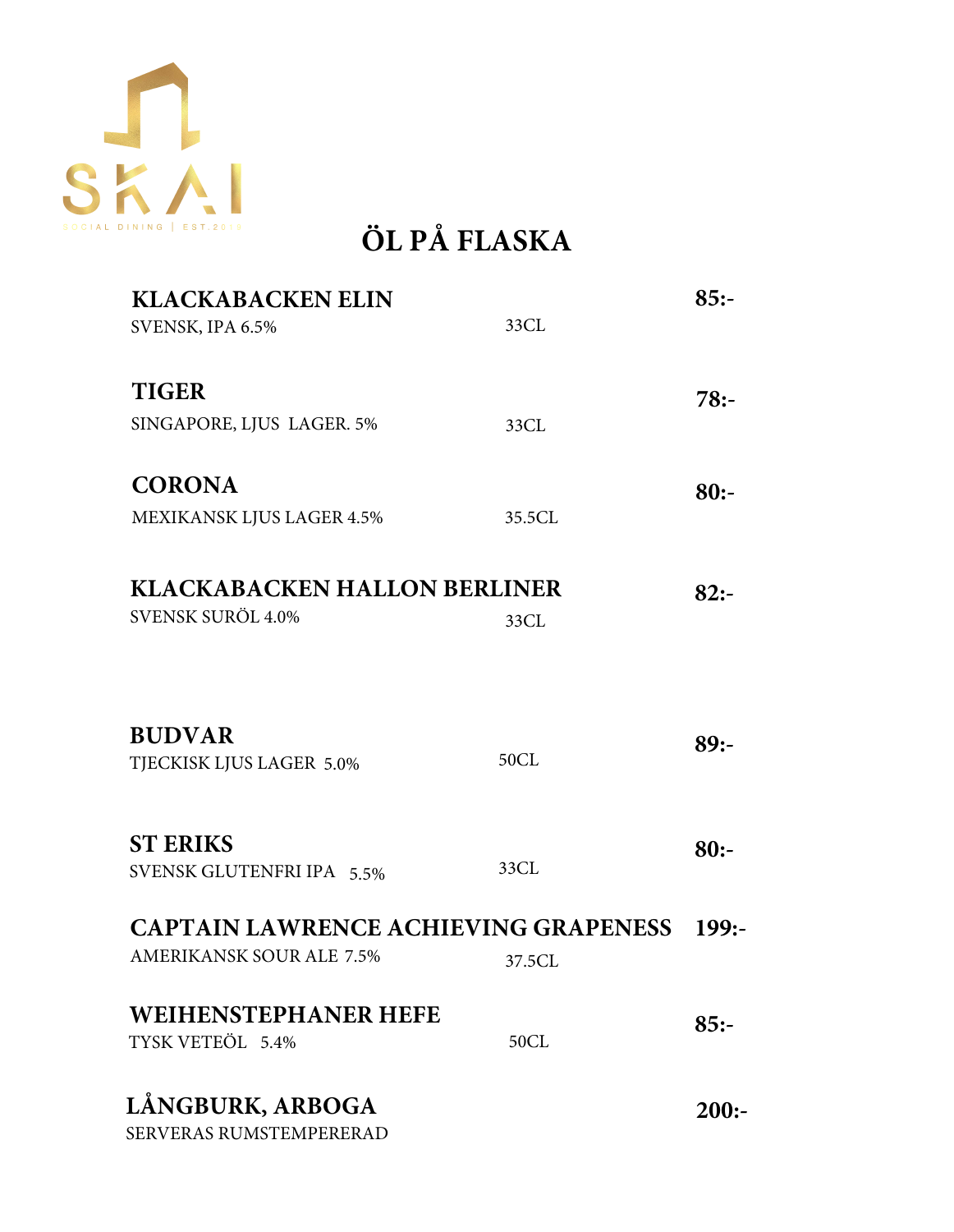SKAI

SOCIAL DINING | EST.2019

# ÖL PÅ FLASKA

**KLACKABACKEN ELIN** — **85:-**
SVENSK, IPA 6.5% — 33CL

**TIGER** — **78:-**
SINGAPORE, LJUS LAGER. 5% — 33CL

**CORONA** — **80:-**
MEXIKANSK LJUS LAGER 4.5% — 35.5CL

**KLACKABACKEN HALLON BERLINER** — **82:-**
SVENSK SURÖL 4.0% — 33CL

**BUDVAR** — **89:-**
TJECKISK LJUS LAGER 5.0% — 50CL

**ST ERIKS** — **80:-**
SVENSK GLUTENFRI IPA 5.5% — 33CL

**CAPTAIN LAWRENCE ACHIEVING GRAPENESS** — **199:-**
AMERIKANSK SOUR ALE 7.5% — 37.5CL

**WEIHENSTEPHANER HEFE** — **85:-**
TYSK VETEÖL 5.4% — 50CL

**LÅNGBURK, ARBOGA** — **200:-**
SERVERAS RUMSTEMPERERAD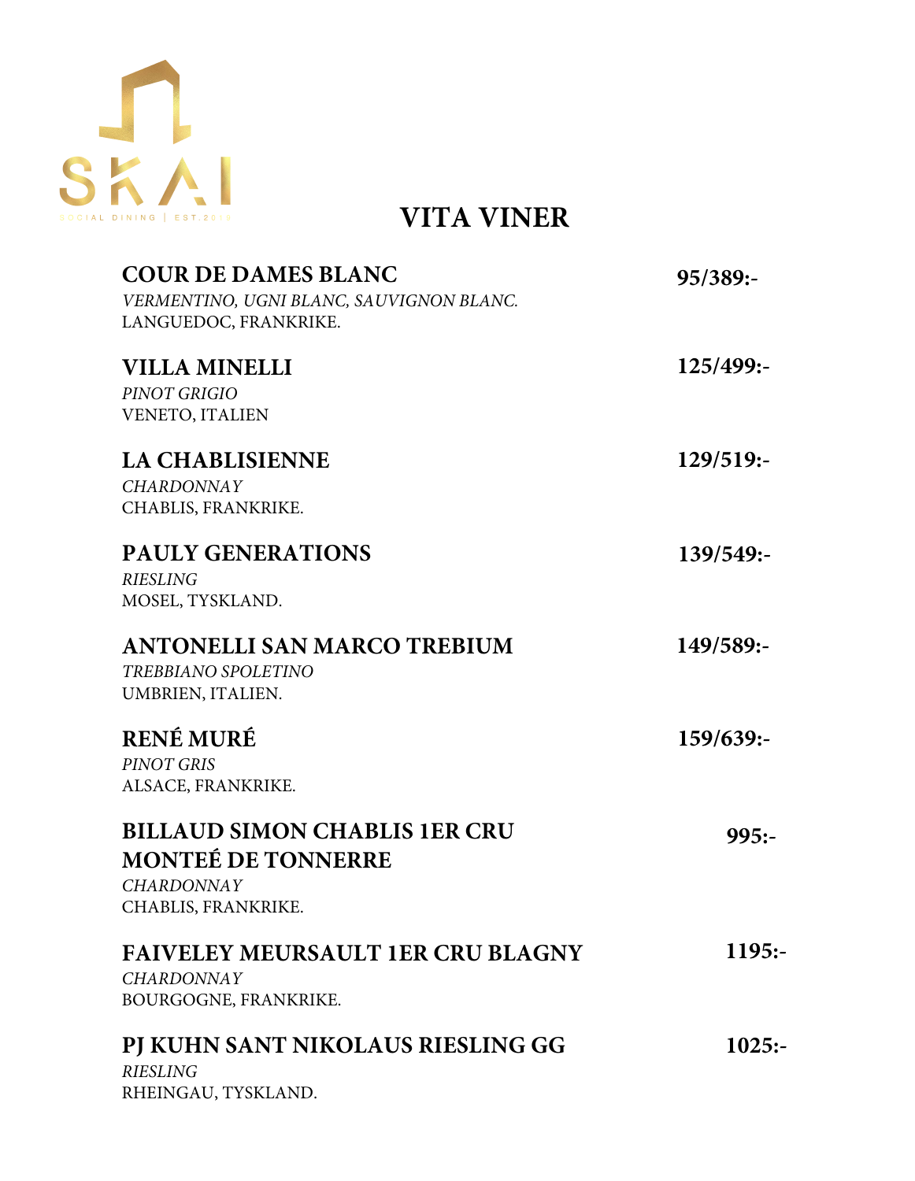SKAI

SOCIAL DINING | EST.2019

# VITA VINER

**COUR DE DAMES BLANC** — **95/389:-**
*VERMENTINO, UGNI BLANC, SAUVIGNON BLANC.*
LANGUEDOC, FRANKRIKE.

**VILLA MINELLI** — **125/499:-**
*PINOT GRIGIO*
VENETO, ITALIEN

**LA CHABLISIENNE** — **129/519:-**
*CHARDONNAY*
CHABLIS, FRANKRIKE.

**PAULY GENERATIONS** — **139/549:-**
*RIESLING*
MOSEL, TYSKLAND.

**ANTONELLI SAN MARCO TREBIUM** — **149/589:-**
*TREBBIANO SPOLETINO*
UMBRIEN, ITALIEN.

**RENÉ MURÉ** — **159/639:-**
*PINOT GRIS*
ALSACE, FRANKRIKE.

**BILLAUD SIMON CHABLIS 1ER CRU MONTEÉ DE TONNERRE** — **995:-**
*CHARDONNAY*
CHABLIS, FRANKRIKE.

**FAIVELEY MEURSAULT 1ER CRU BLAGNY** — **1195:-**
*CHARDONNAY*
BOURGOGNE, FRANKRIKE.

**PJ KUHN SANT NIKOLAUS RIESLING GG** — **1025:-**
*RIESLING*
RHEINGAU, TYSKLAND.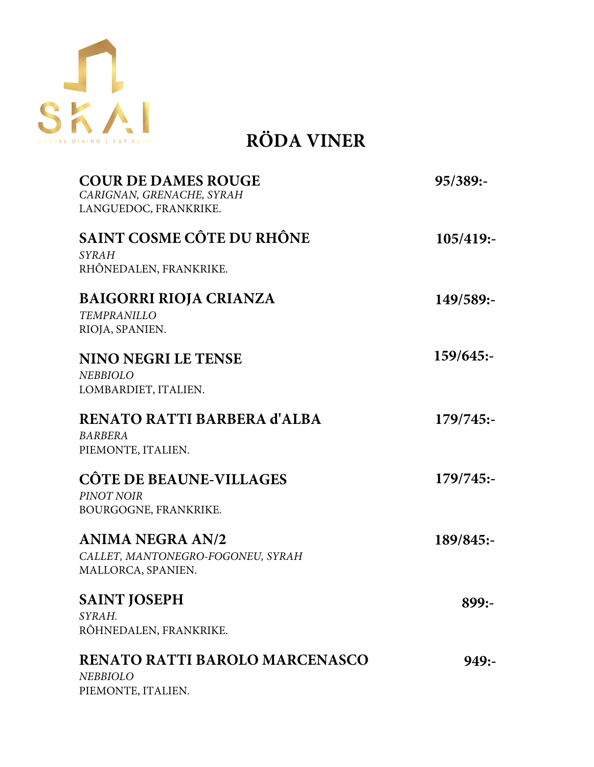SKAI

SOCIAL DINING | EST.2019

# RÖDA VINER

**COUR DE DAMES ROUGE** **95/389:-**
*CARIGNAN, GRENACHE, SYRAH*
LANGUEDOC, FRANKRIKE.

**SAINT COSME CÔTE DU RHÔNE** **105/419:-**
*SYRAH*
RHÔNEDALEN, FRANKRIKE.

**BAIGORRI RIOJA CRIANZA** **149/589:-**
*TEMPRANILLO*
RIOJA, SPANIEN.

**NINO NEGRI LE TENSE** **159/645:-**
*NEBBIOLO*
LOMBARDIET, ITALIEN.

**RENATO RATTI BARBERA d'ALBA** **179/745:-**
*BARBERA*
PIEMONTE, ITALIEN.

**CÔTE DE BEAUNE-VILLAGES** **179/745:-**
*PINOT NOIR*
BOURGOGNE, FRANKRIKE.

**ANIMA NEGRA AN/2** **189/845:-**
*CALLET, MANTONEGRO-FOGONEU, SYRAH*
MALLORCA, SPANIEN.

**SAINT JOSEPH** **899:-**
*SYRAH.*
RÔHNEDALEN, FRANKRIKE.

**RENATO RATTI BAROLO MARCENASCO** **949:-**
*NEBBIOLO*
PIEMONTE, ITALIEN.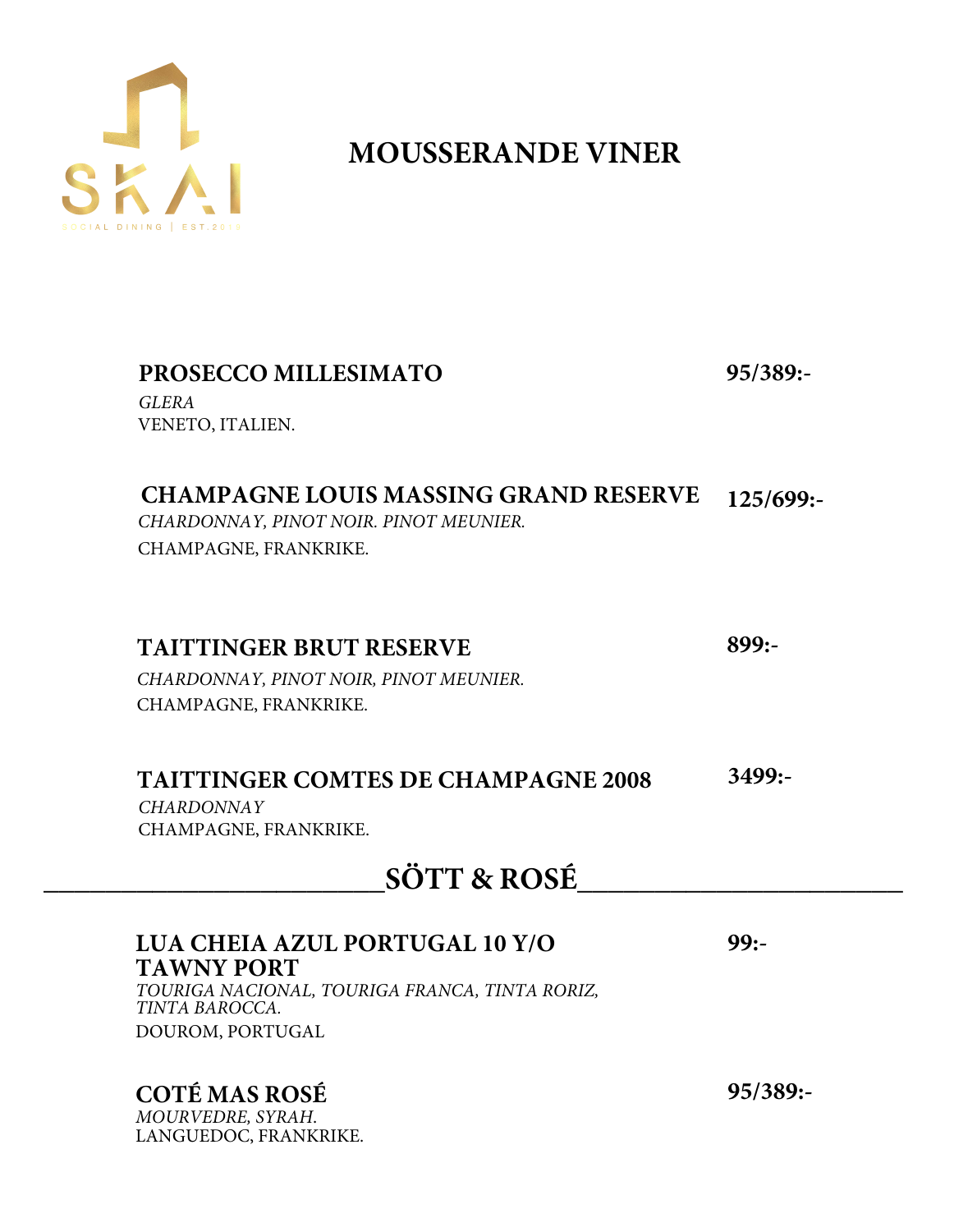SKAI

SOCIAL DINING | EST.2019

# MOUSSERANDE VINER

**PROSECCO MILLESIMATO** **95/389:-**
*GLERA*
VENETO, ITALIEN.

**CHAMPAGNE LOUIS MASSING GRAND RESERVE** **125/699:-**
*CHARDONNAY, PINOT NOIR. PINOT MEUNIER.*
CHAMPAGNE, FRANKRIKE.

**TAITTINGER BRUT RESERVE** **899:-**
*CHARDONNAY, PINOT NOIR, PINOT MEUNIER.*
CHAMPAGNE, FRANKRIKE.

**TAITTINGER COMTES DE CHAMPAGNE 2008** **3499:-**
*CHARDONNAY*
CHAMPAGNE, FRANKRIKE.

## SÖTT & ROSÉ

**LUA CHEIA AZUL PORTUGAL 10 Y/O TAWNY PORT** **99:-**
*TOURIGA NACIONAL, TOURIGA FRANCA, TINTA RORIZ, TINTA BAROCCA.*
DOUROM, PORTUGAL

**COTÉ MAS ROSÉ** **95/389:-**
*MOURVEDRE, SYRAH.*
LANGUEDOC, FRANKRIKE.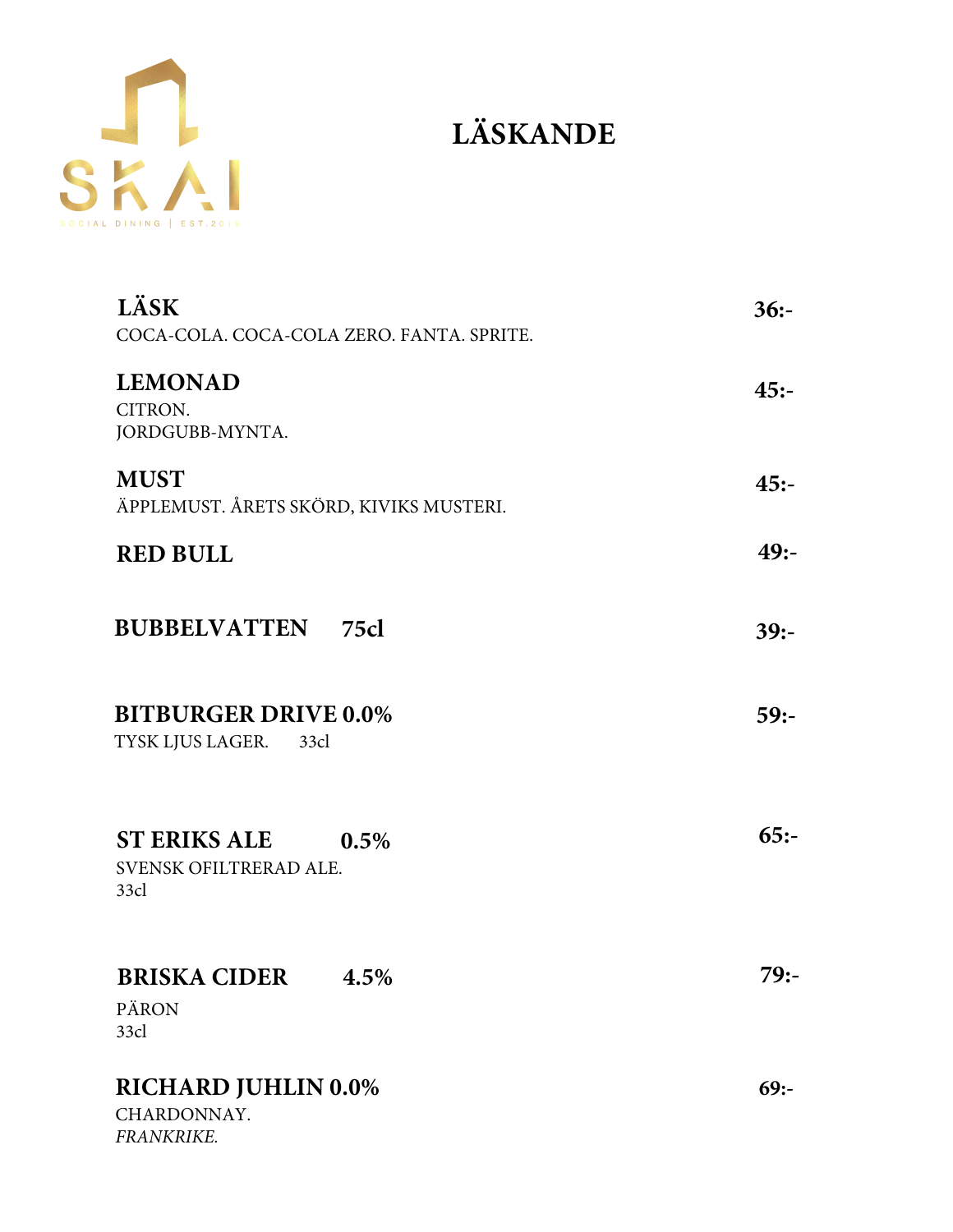SKAI

SOCIAL DINING | EST.2019

# LÄSKANDE

**LÄSK** **36:-**
COCA-COLA. COCA-COLA ZERO. FANTA. SPRITE.

**LEMONAD** **45:-**
CITRON.
JORDGUBB-MYNTA.

**MUST** **45:-**
ÄPPLEMUST. ÅRETS SKÖRD, KIVIKS MUSTERI.

**RED BULL** **49:-**

**BUBBELVATTEN 75cl** **39:-**

**BITBURGER DRIVE 0.0%** **59:-**
TYSK LJUS LAGER. 33cl

**ST ERIKS ALE 0.5%** **65:-**
SVENSK OFILTRERAD ALE.
33cl

**BRISKA CIDER 4.5%** **79:-**
PÄRON
33cl

**RICHARD JUHLIN 0.0%** **69:-**
CHARDONNAY.
*FRANKRIKE.*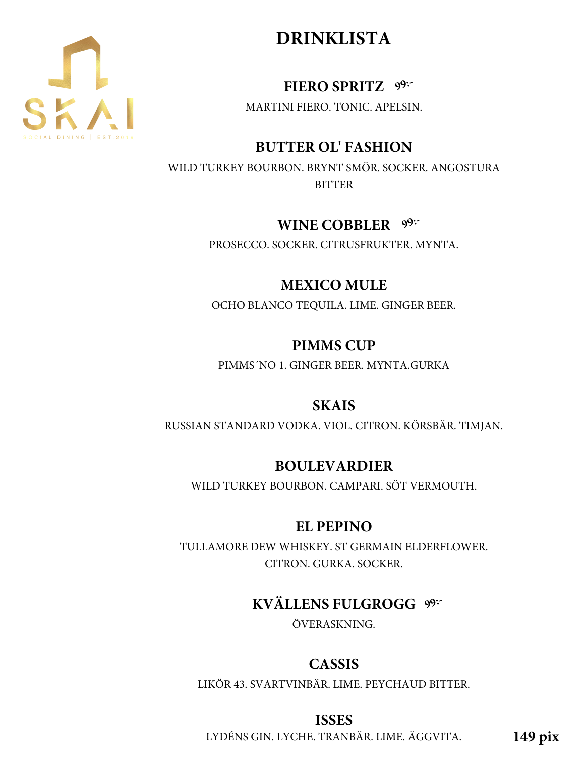SKAI

SOCIAL DINING | EST.2019

# DRINKLISTA

### FIERO SPRITZ 99:-

MARTINI FIERO. TONIC. APELSIN.

### BUTTER OL' FASHION

WILD TURKEY BOURBON. BRYNT SMÖR. SOCKER. ANGOSTURA BITTER

### WINE COBBLER 99:-

PROSECCO. SOCKER. CITRUSFRUKTER. MYNTA.

### MEXICO MULE

OCHO BLANCO TEQUILA. LIME. GINGER BEER.

### PIMMS CUP

PIMMS´NO 1. GINGER BEER. MYNTA.GURKA

### SKAIS

RUSSIAN STANDARD VODKA. VIOL. CITRON. KÖRSBÄR. TIMJAN.

### BOULEVARDIER

WILD TURKEY BOURBON. CAMPARI. SÖT VERMOUTH.

### EL PEPINO

TULLAMORE DEW WHISKEY. ST GERMAIN ELDERFLOWER. CITRON. GURKA. SOCKER.

### KVÄLLENS FULGROGG 99:-

ÖVERASKNING.

### CASSIS

LIKÖR 43. SVARTVINBÄR. LIME. PEYCHAUD BITTER.

### ISSES

LYDÉNS GIN. LYCHE. TRANBÄR. LIME. ÄGGVITA.

**149 pix**